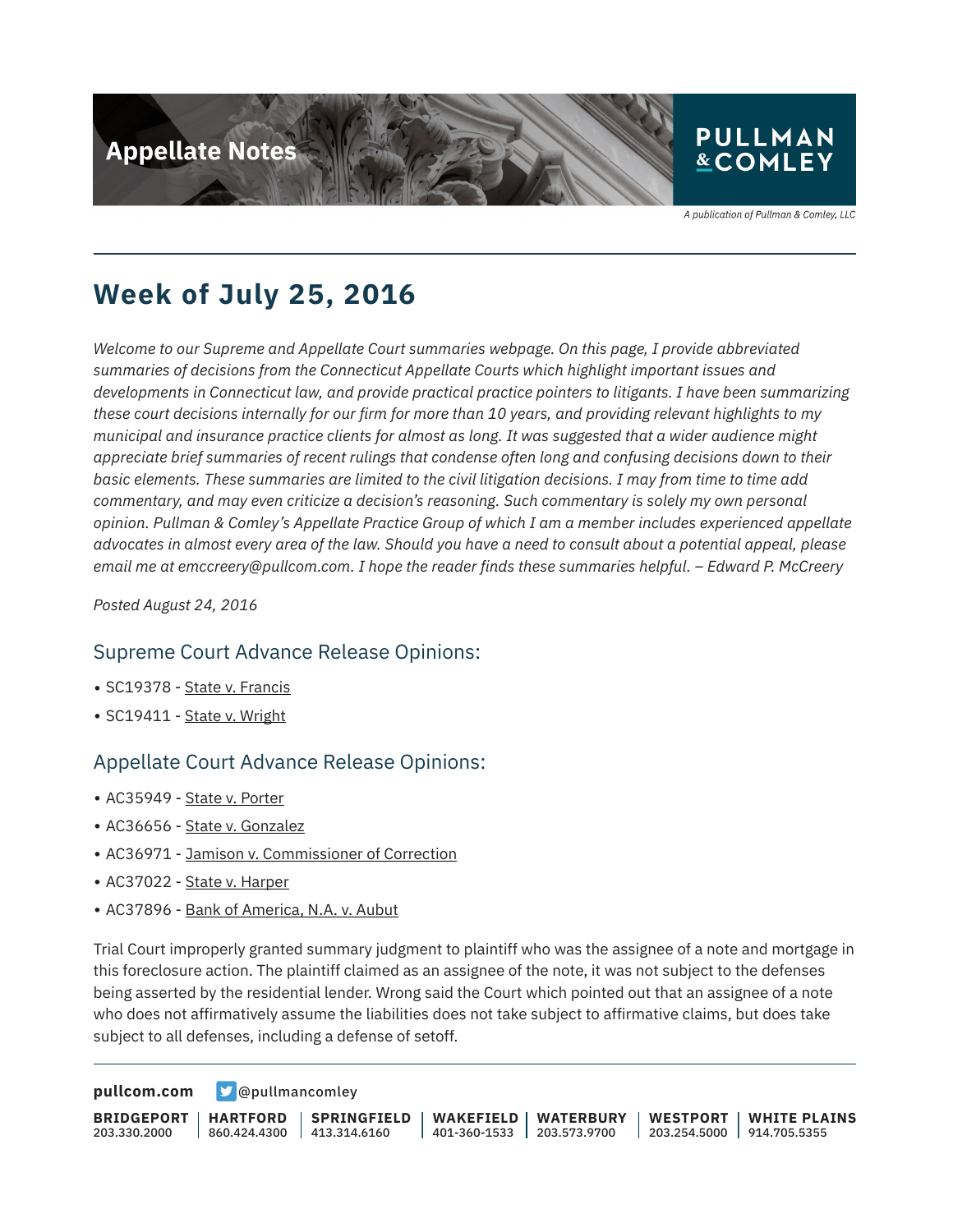Appellate Notes

A publication of Pullman & Comley, LLC

# Week of July 25, 2016

*Welcome to our Supreme and Appellate Court summaries webpage. On this page, I provide abbreviated summaries of decisions from the Connecticut Appellate Courts which highlight important issues and developments in Connecticut law, and provide practical practice pointers to litigants. I have been summarizing these court decisions internally for our firm for more than 10 years, and providing relevant highlights to my municipal and insurance practice clients for almost as long. It was suggested that a wider audience might appreciate brief summaries of recent rulings that condense often long and confusing decisions down to their basic elements. These summaries are limited to the civil litigation decisions. I may from time to time add commentary, and may even criticize a decision's reasoning. Such commentary is solely my own personal opinion. Pullman & Comley's Appellate Practice Group of which I am a member includes experienced appellate advocates in almost every area of the law. Should you have a need to consult about a potential appeal, please email me at emccreery@pullcom.com. I hope the reader finds these summaries helpful. – Edward P. McCreery*

*Posted August 24, 2016*

## Supreme Court Advance Release Opinions:

- SC19378 - State v. Francis
- SC19411 - State v. Wright

## Appellate Court Advance Release Opinions:

- AC35949 - State v. Porter
- AC36656 - State v. Gonzalez
- AC36971 - Jamison v. Commissioner of Correction
- AC37022 - State v. Harper
- AC37896 - Bank of America, N.A. v. Aubut

Trial Court improperly granted summary judgment to plaintiff who was the assignee of a note and mortgage in this foreclosure action. The plaintiff claimed as an assignee of the note, it was not subject to the defenses being asserted by the residential lender. Wrong said the Court which pointed out that an assignee of a note who does not affirmatively assume the liabilities does not take subject to affirmative claims, but does take subject to all defenses, including a defense of setoff.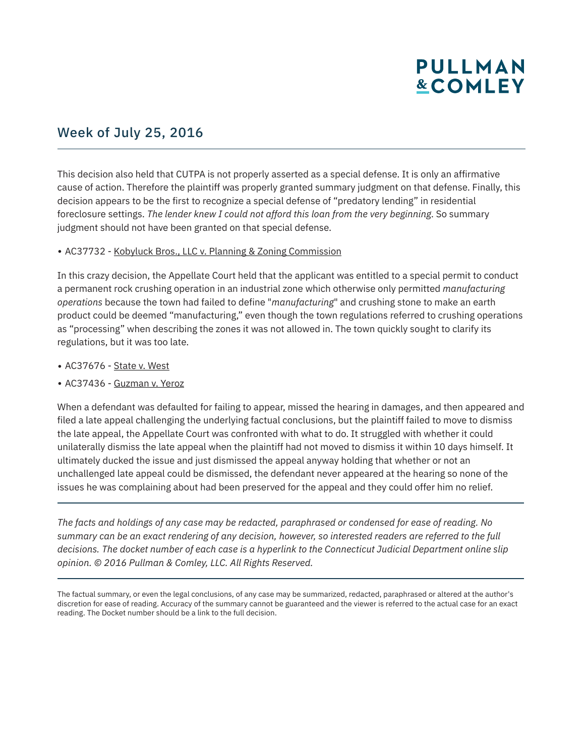## Week of July 25, 2016

This decision also held that CUTPA is not properly asserted as a special defense. It is only an affirmative cause of action. Therefore the plaintiff was properly granted summary judgment on that defense. Finally, this decision appears to be the first to recognize a special defense of "predatory lending" in residential foreclosure settings. *The lender knew I could not afford this loan from the very beginning*. So summary judgment should not have been granted on that special defense.

- AC37732 - Kobyluck Bros., LLC v. Planning & Zoning Commission

In this crazy decision, the Appellate Court held that the applicant was entitled to a special permit to conduct a permanent rock crushing operation in an industrial zone which otherwise only permitted *manufacturing operations* because the town had failed to define "*manufacturing*" and crushing stone to make an earth product could be deemed "manufacturing," even though the town regulations referred to crushing operations as "processing" when describing the zones it was not allowed in. The town quickly sought to clarify its regulations, but it was too late.

- AC37676 - State v. West
- AC37436 - Guzman v. Yeroz

When a defendant was defaulted for failing to appear, missed the hearing in damages, and then appeared and filed a late appeal challenging the underlying factual conclusions, but the plaintiff failed to move to dismiss the late appeal, the Appellate Court was confronted with what to do. It struggled with whether it could unilaterally dismiss the late appeal when the plaintiff had not moved to dismiss it within 10 days himself. It ultimately ducked the issue and just dismissed the appeal anyway holding that whether or not an unchallenged late appeal could be dismissed, the defendant never appeared at the hearing so none of the issues he was complaining about had been preserved for the appeal and they could offer him no relief.

---

*The facts and holdings of any case may be redacted, paraphrased or condensed for ease of reading. No summary can be an exact rendering of any decision, however, so interested readers are referred to the full decisions. The docket number of each case is a hyperlink to the Connecticut Judicial Department online slip opinion. © 2016 Pullman & Comley, LLC. All Rights Reserved.*

---

The factual summary, or even the legal conclusions, of any case may be summarized, redacted, paraphrased or altered at the author's discretion for ease of reading. Accuracy of the summary cannot be guaranteed and the viewer is referred to the actual case for an exact reading. The Docket number should be a link to the full decision.